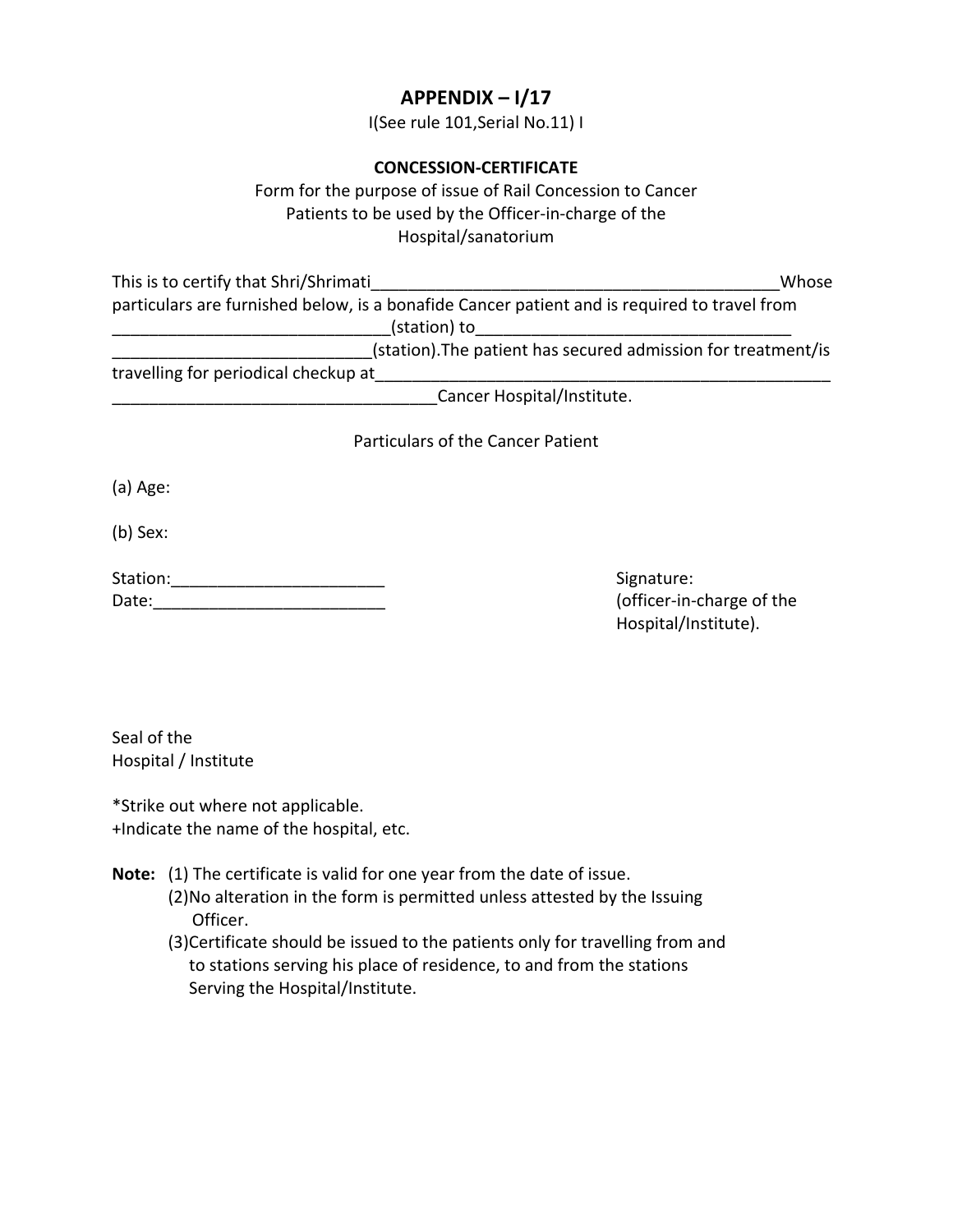# APPENDIX – I/17

I(See rule 101,Serial No.11) I

**CONCESSION-CERTIFICATE**

Form for the purpose of issue of Rail Concession to Cancer Patients to be used by the Officer-in-charge of the Hospital/sanatorium

This is to certify that Shri/Shrimati_____________________________________________Whose particulars are furnished below, is a bonafide Cancer patient and is required to travel from ______________________________(station) to__________________________________ ____________________________(station).The patient has secured admission for treatment/is travelling for periodical checkup at__________________________________________________ ___________________________________Cancer Hospital/Institute.

Particulars of the Cancer Patient

(a) Age:

(b) Sex:

Station:_______________________

Date:_________________________

Signature:
(officer-in-charge of the Hospital/Institute).

Seal of the
Hospital / Institute

*Strike out where not applicable.
+Indicate the name of the hospital, etc.

**Note:** (1) The certificate is valid for one year from the date of issue.
(2)No alteration in the form is permitted unless attested by the Issuing Officer.
(3)Certificate should be issued to the patients only for travelling from and to stations serving his place of residence, to and from the stations Serving the Hospital/Institute.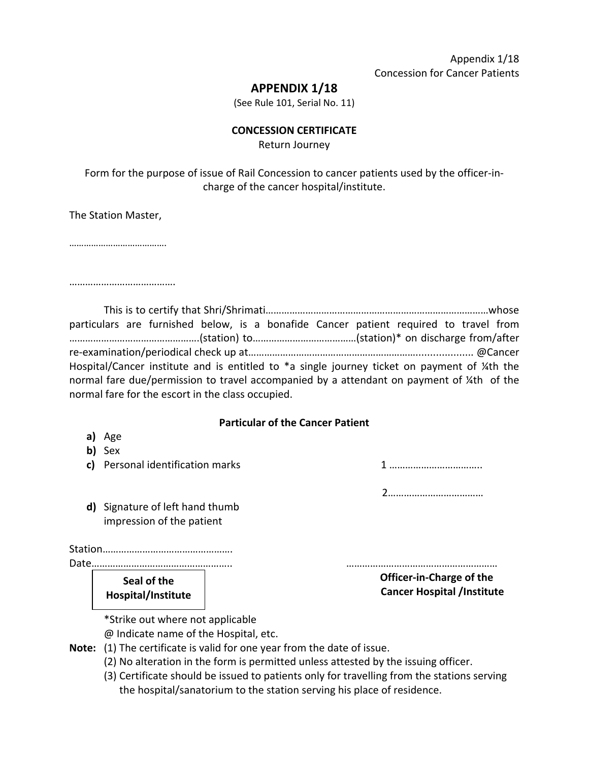Appendix 1/18
Concession for Cancer Patients

# APPENDIX 1/18

(See Rule 101, Serial No. 11)

## CONCESSION CERTIFICATE

Return Journey

Form for the purpose of issue of Rail Concession to cancer patients used by the officer-in-charge of the cancer hospital/institute.

The Station Master,

………………………………

……………………………….

This is to certify that Shri/Shrimati……………………………………………………………………………whose particulars are furnished below, is a bonafide Cancer patient required to travel from …………………………………………(station) to…………………………………(station)* on discharge from/after re-examination/periodical check up at…………………………………………………………................. @Cancer Hospital/Cancer institute and is entitled to *a single journey ticket on payment of ¼th the normal fare due/permission to travel accompanied by a attendant on payment of ¼th of the normal fare for the escort in the class occupied.

**Particular of the Cancer Patient**

- **a)** Age
- **b)** Sex
- **c)** Personal identification marks 1 ……………………………..

  2………………………………
- **d)** Signature of left hand thumb impression of the patient

Station………………………………………….

Date……………………………………………..

…………………………………………………

**Seal of the Hospital/Institute**

**Officer-in-Charge of the Cancer Hospital /Institute**

*Strike out where not applicable

@ Indicate name of the Hospital, etc.

**Note:** (1) The certificate is valid for one year from the date of issue.

(2) No alteration in the form is permitted unless attested by the issuing officer.

(3) Certificate should be issued to patients only for travelling from the stations serving the hospital/sanatorium to the station serving his place of residence.